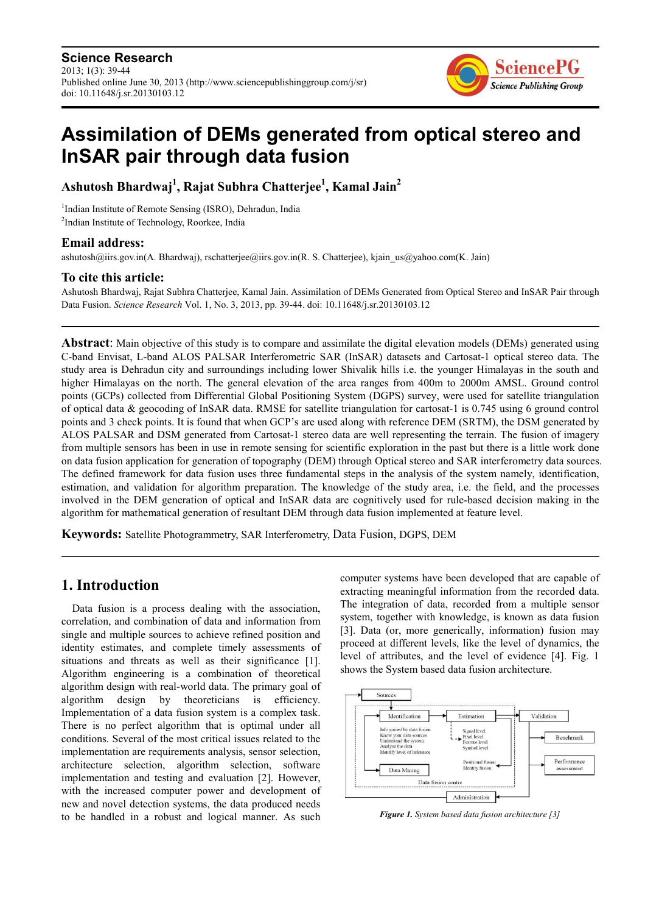# Assimilation of DEMs generated from optical stereo and InSAR pair through data fusion

**Ashutosh Bhardwaj[1], Rajat Subhra Chatterjee[1], Kamal Jain[2]**

[1]Indian Institute of Remote Sensing (ISRO), Dehradun, India
[2]Indian Institute of Technology, Roorkee, India

## Email address:

ashutosh@iirs.gov.in(A. Bhardwaj), rschatterjee@iirs.gov.in(R. S. Chatterjee), kjain_us@yahoo.com(K. Jain)

## To cite this article:

Ashutosh Bhardwaj, Rajat Subhra Chatterjee, Kamal Jain. Assimilation of DEMs Generated from Optical Stereo and InSAR Pair through Data Fusion. *Science Research* Vol. 1, No. 3, 2013, pp. 39-44. doi: 10.11648/j.sr.20130103.12

---

**Abstract**: Main objective of this study is to compare and assimilate the digital elevation models (DEMs) generated using C-band Envisat, L-band ALOS PALSAR Interferometric SAR (InSAR) datasets and Cartosat-1 optical stereo data. The study area is Dehradun city and surroundings including lower Shivalik hills i.e. the younger Himalayas in the south and higher Himalayas on the north. The general elevation of the area ranges from 400m to 2000m AMSL. Ground control points (GCPs) collected from Differential Global Positioning System (DGPS) survey, were used for satellite triangulation of optical data & geocoding of InSAR data. RMSE for satellite triangulation for cartosat-1 is 0.745 using 6 ground control points and 3 check points. It is found that when GCP's are used along with reference DEM (SRTM), the DSM generated by ALOS PALSAR and DSM generated from Cartosat-1 stereo data are well representing the terrain. The fusion of imagery from multiple sensors has been in use in remote sensing for scientific exploration in the past but there is a little work done on data fusion application for generation of topography (DEM) through Optical stereo and SAR interferometry data sources. The defined framework for data fusion uses three fundamental steps in the analysis of the system namely, identification, estimation, and validation for algorithm preparation. The knowledge of the study area, i.e. the field, and the processes involved in the DEM generation of optical and InSAR data are cognitively used for rule-based decision making in the algorithm for mathematical generation of resultant DEM through data fusion implemented at feature level.

**Keywords:** Satellite Photogrammetry, SAR Interferometry, Data Fusion, DGPS, DEM

---

## 1. Introduction

Data fusion is a process dealing with the association, correlation, and combination of data and information from single and multiple sources to achieve refined position and identity estimates, and complete timely assessments of situations and threats as well as their significance [1]. Algorithm engineering is a combination of theoretical algorithm design with real-world data. The primary goal of algorithm design by theoreticians is efficiency. Implementation of a data fusion system is a complex task. There is no perfect algorithm that is optimal under all conditions. Several of the most critical issues related to the implementation are requirements analysis, sensor selection, architecture selection, algorithm selection, software implementation and testing and evaluation [2]. However, with the increased computer power and development of new and novel detection systems, the data produced needs to be handled in a robust and logical manner. As such computer systems have been developed that are capable of extracting meaningful information from the recorded data. The integration of data, recorded from a multiple sensor system, together with knowledge, is known as data fusion [3]. Data (or, more generically, information) fusion may proceed at different levels, like the level of dynamics, the level of attributes, and the level of evidence [4]. Fig. 1 shows the System based data fusion architecture.

*Figure 1. System based data fusion architecture [3]*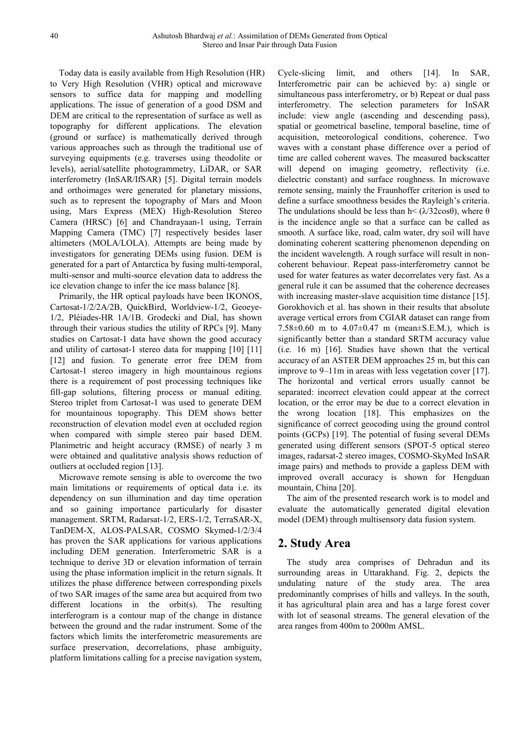Today data is easily available from High Resolution (HR) to Very High Resolution (VHR) optical and microwave sensors to suffice data for mapping and modelling applications. The issue of generation of a good DSM and DEM are critical to the representation of surface as well as topography for different applications. The elevation (ground or surface) is mathematically derived through various approaches such as through the traditional use of surveying equipments (e.g. traverses using theodolite or levels), aerial/satellite photogrammetry, LiDAR, or SAR interferometry (InSAR/IfSAR) [5]. Digital terrain models and orthoimages were generated for planetary missions, such as to represent the topography of Mars and Moon using, Mars Express (MEX) High-Resolution Stereo Camera (HRSC) [6] and Chandrayaan-1 using, Terrain Mapping Camera (TMC) [7] respectively besides laser altimeters (MOLA/LOLA). Attempts are being made by investigators for generating DEMs using fusion. DEM is generated for a part of Antarctica by fusing multi-temporal, multi-sensor and multi-source elevation data to address the ice elevation change to infer the ice mass balance [8].

Primarily, the HR optical payloads have been IKONOS, Cartosat-1/2/2A/2B, QuickBird, Worldview-1/2, Geoeye-1/2, Pléiades-HR 1A/1B. Grodecki and Dial, has shown through their various studies the utility of RPCs [9]. Many studies on Cartosat-1 data have shown the good accuracy and utility of cartosat-1 stereo data for mapping [10] [11] [12] and fusion. To generate error free DEM from Cartosat-1 stereo imagery in high mountainous regions there is a requirement of post processing techniques like fill-gap solutions, filtering process or manual editing. Stereo triplet from Cartosat-1 was used to generate DEM for mountainous topography. This DEM shows better reconstruction of elevation model even at occluded region when compared with simple stereo pair based DEM. Planimetric and height accuracy (RMSE) of nearly 3 m were obtained and qualitative analysis shows reduction of outliers at occluded region [13].

Microwave remote sensing is able to overcome the two main limitations or requirements of optical data i.e. its dependency on sun illumination and day time operation and so gaining importance particularly for disaster management. SRTM, Radarsat-1/2, ERS-1/2, TerraSAR-X, TanDEM-X, ALOS-PALSAR, COSMO Skymed-1/2/3/4 has proven the SAR applications for various applications including DEM generation. Interferometric SAR is a technique to derive 3D or elevation information of terrain using the phase information implicit in the return signals. It utilizes the phase difference between corresponding pixels of two SAR images of the same area but acquired from two different locations in the orbit(s). The resulting interferogram is a contour map of the change in distance between the ground and the radar instrument. Some of the factors which limits the interferometric measurements are surface preservation, decorrelations, phase ambiguity, platform limitations calling for a precise navigation system, Cycle-slicing limit, and others [14]. In SAR, Interferometric pair can be achieved by: a) single or simultaneous pass interferometry, or b) Repeat or dual pass interferometry. The selection parameters for InSAR include: view angle (ascending and descending pass), spatial or geometrical baseline, temporal baseline, time of acquisition, meteorological conditions, coherence. Two waves with a constant phase difference over a period of time are called coherent waves. The measured backscatter will depend on imaging geometry, reflectivity (i.e. dielectric constant) and surface roughness. In microwave remote sensing, mainly the Fraunhoffer criterion is used to define a surface smoothness besides the Rayleigh's criteria. The undulations should be less than $h < (\lambda/32\cos\theta)$, where $\theta$ is the incidence angle so that a surface can be called as smooth. A surface like, road, calm water, dry soil will have dominating coherent scattering phenomenon depending on the incident wavelength. A rough surface will result in non-coherent behaviour. Repeat pass-interferometry cannot be used for water features as water decorrelates very fast. As a general rule it can be assumed that the coherence decreases with increasing master-slave acquisition time distance [15]. Gorokhovich et al. has shown in their results that absolute average vertical errors from CGIAR dataset can range from 7.58±0.60 m to 4.07±0.47 m (mean±S.E.M.), which is significantly better than a standard SRTM accuracy value (i.e. 16 m) [16]. Studies have shown that the vertical accuracy of an ASTER DEM approaches 25 m, but this can improve to 9–11m in areas with less vegetation cover [17]. The horizontal and vertical errors usually cannot be separated: incorrect elevation could appear at the correct location, or the error may be due to a correct elevation in the wrong location [18]. This emphasizes on the significance of correct geocoding using the ground control points (GCPs) [19]. The potential of fusing several DEMs generated using different sensors (SPOT-5 optical stereo images, radarsat-2 stereo images, COSMO-SkyMed InSAR image pairs) and methods to provide a gapless DEM with improved overall accuracy is shown for Hengduan mountain, China [20].

The aim of the presented research work is to model and evaluate the automatically generated digital elevation model (DEM) through multisensory data fusion system.

## 2. Study Area

The study area comprises of Dehradun and its surrounding areas in Uttarakhand. Fig. 2, depicts the undulating nature of the study area. The area predominantly comprises of hills and valleys. In the south, it has agricultural plain area and has a large forest cover with lot of seasonal streams. The general elevation of the area ranges from 400m to 2000m AMSL.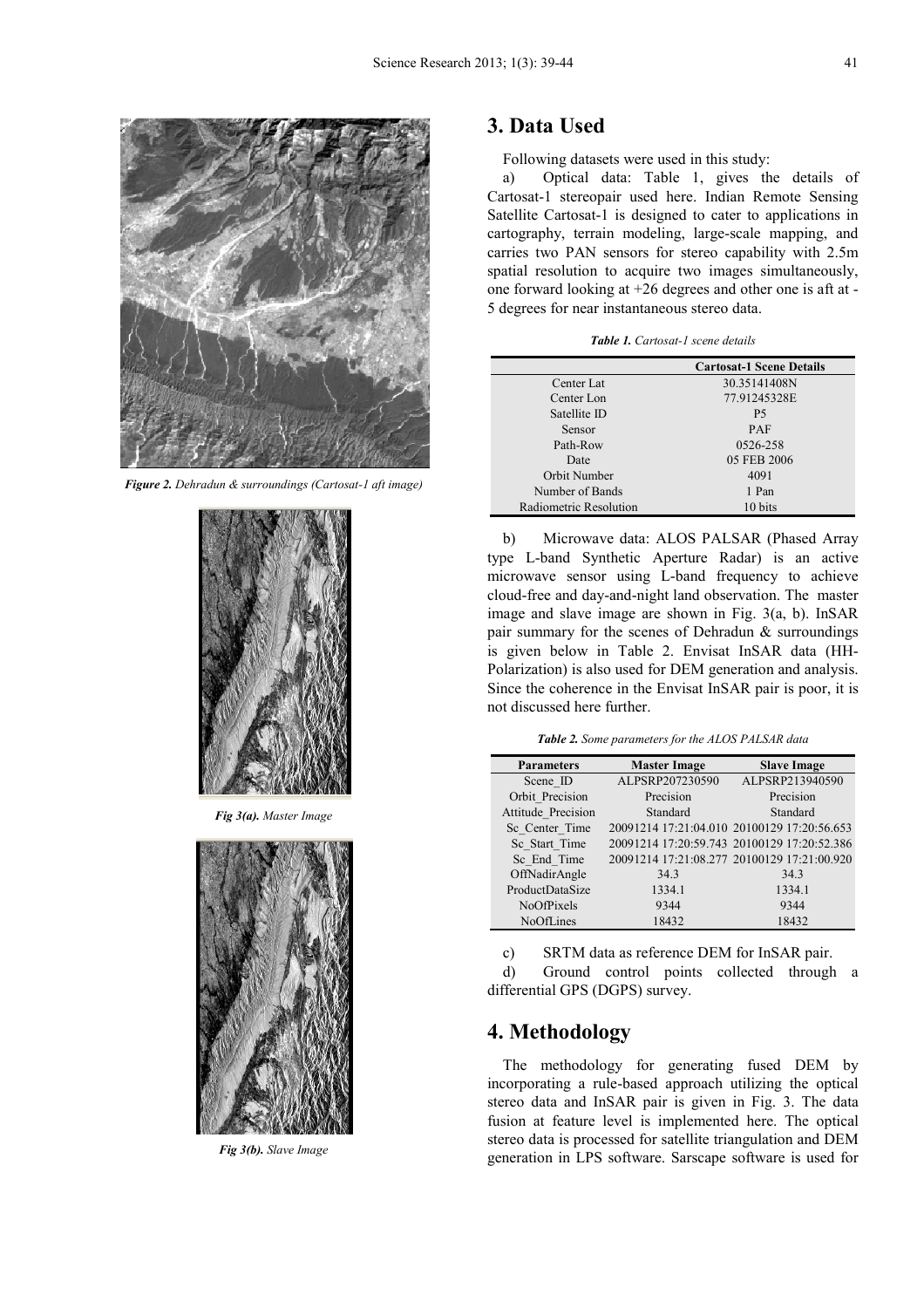Figure 2. *Dehradun & surroundings (Cartosat-1 aft image)*

Fig 3(a). *Master Image*

Fig 3(b). *Slave Image*

# 3. Data Used

Following datasets were used in this study:

a) Optical data: Table 1, gives the details of Cartosat-1 stereopair used here. Indian Remote Sensing Satellite Cartosat-1 is designed to cater to applications in cartography, terrain modeling, large-scale mapping, and carries two PAN sensors for stereo capability with 2.5m spatial resolution to acquire two images simultaneously, one forward looking at +26 degrees and other one is aft at -5 degrees for near instantaneous stereo data.

***Table 1.*** *Cartosat-1 scene details*

| | Cartosat-1 Scene Details |
|---|---|
| Center Lat | 30.35141408N |
| Center Lon | 77.91245328E |
| Satellite ID | P5 |
| Sensor | PAF |
| Path-Row | 0526-258 |
| Date | 05 FEB 2006 |
| Orbit Number | 4091 |
| Number of Bands | 1 Pan |
| Radiometric Resolution | 10 bits |

b) Microwave data: ALOS PALSAR (Phased Array type L-band Synthetic Aperture Radar) is an active microwave sensor using L-band frequency to achieve cloud-free and day-and-night land observation. The master image and slave image are shown in Fig. 3(a, b). InSAR pair summary for the scenes of Dehradun & surroundings is given below in Table 2. Envisat InSAR data (HH-Polarization) is also used for DEM generation and analysis. Since the coherence in the Envisat InSAR pair is poor, it is not discussed here further.

***Table 2.*** *Some parameters for the ALOS PALSAR data*

| Parameters | Master Image | Slave Image |
|---|---|---|
| Scene_ID | ALPSRP207230590 | ALPSRP213940590 |
| Orbit_Precision | Precision | Precision |
| Attitude_Precision | Standard | Standard |
| Sc_Center_Time | 20091214 17:21:04.010 | 20100129 17:20:56.653 |
| Sc_Start_Time | 20091214 17:20:59.743 | 20100129 17:20:52.386 |
| Sc_End_Time | 20091214 17:21:08.277 | 20100129 17:21:00.920 |
| OffNadirAngle | 34.3 | 34.3 |
| ProductDataSize | 1334.1 | 1334.1 |
| NoOfPixels | 9344 | 9344 |
| NoOfLines | 18432 | 18432 |

c) SRTM data as reference DEM for InSAR pair.

d) Ground control points collected through a differential GPS (DGPS) survey.

# 4. Methodology

The methodology for generating fused DEM by incorporating a rule-based approach utilizing the optical stereo data and InSAR pair is given in Fig. 3. The data fusion at feature level is implemented here. The optical stereo data is processed for satellite triangulation and DEM generation in LPS software. Sarscape software is used for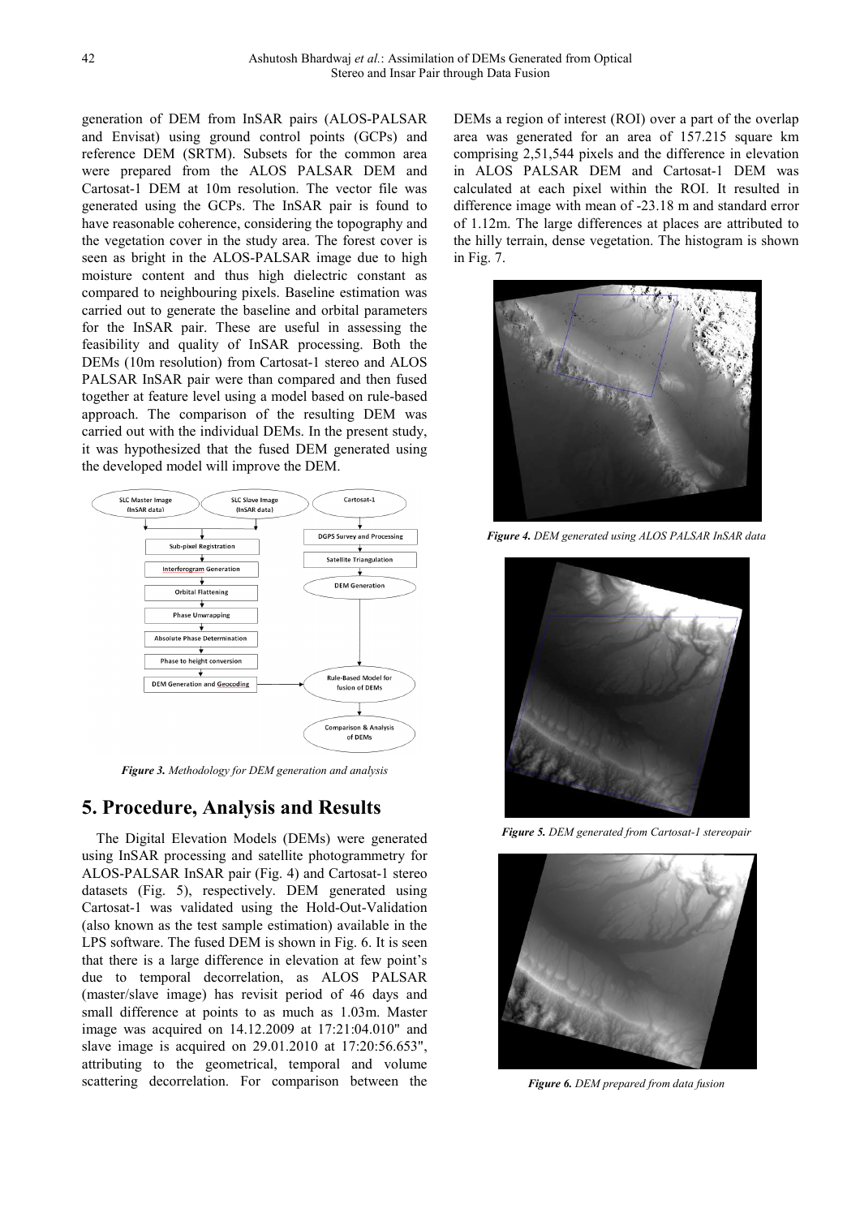generation of DEM from InSAR pairs (ALOS-PALSAR and Envisat) using ground control points (GCPs) and reference DEM (SRTM). Subsets for the common area were prepared from the ALOS PALSAR DEM and Cartosat-1 DEM at 10m resolution. The vector file was generated using the GCPs. The InSAR pair is found to have reasonable coherence, considering the topography and the vegetation cover in the study area. The forest cover is seen as bright in the ALOS-PALSAR image due to high moisture content and thus high dielectric constant as compared to neighbouring pixels. Baseline estimation was carried out to generate the baseline and orbital parameters for the InSAR pair. These are useful in assessing the feasibility and quality of InSAR processing. Both the DEMs (10m resolution) from Cartosat-1 stereo and ALOS PALSAR InSAR pair were than compared and then fused together at feature level using a model based on rule-based approach. The comparison of the resulting DEM was carried out with the individual DEMs. In the present study, it was hypothesized that the fused DEM generated using the developed model will improve the DEM.

*Figure 3. Methodology for DEM generation and analysis*

## 5. Procedure, Analysis and Results

The Digital Elevation Models (DEMs) were generated using InSAR processing and satellite photogrammetry for ALOS-PALSAR InSAR pair (Fig. 4) and Cartosat-1 stereo datasets (Fig. 5), respectively. DEM generated using Cartosat-1 was validated using the Hold-Out-Validation (also known as the test sample estimation) available in the LPS software. The fused DEM is shown in Fig. 6. It is seen that there is a large difference in elevation at few point's due to temporal decorrelation, as ALOS PALSAR (master/slave image) has revisit period of 46 days and small difference at points to as much as 1.03m. Master image was acquired on 14.12.2009 at 17:21:04.010" and slave image is acquired on 29.01.2010 at 17:20:56.653", attributing to the geometrical, temporal and volume scattering decorrelation. For comparison between the DEMs a region of interest (ROI) over a part of the overlap area was generated for an area of 157.215 square km comprising 2,51,544 pixels and the difference in elevation in ALOS PALSAR DEM and Cartosat-1 DEM was calculated at each pixel within the ROI. It resulted in difference image with mean of -23.18 m and standard error of 1.12m. The large differences at places are attributed to the hilly terrain, dense vegetation. The histogram is shown in Fig. 7.

*Figure 4. DEM generated using ALOS PALSAR InSAR data*

*Figure 5. DEM generated from Cartosat-1 stereopair*

*Figure 6. DEM prepared from data fusion*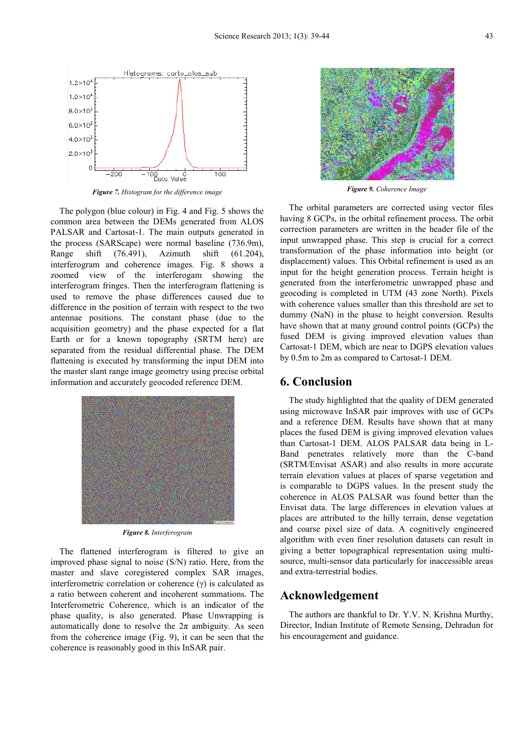*Figure 7. Histogram for the difference image*

The polygon (blue colour) in Fig. 4 and Fig. 5 shows the common area between the DEMs generated from ALOS PALSAR and Cartosat-1. The main outputs generated in the process (SARScape) were normal baseline (736.9m), Range shift (76.491), Azimuth shift (61.204), interferogram and coherence images. Fig. 8 shows a zoomed view of the interferogam showing the interferogram fringes. Then the interferogram flattening is used to remove the phase differences caused due to difference in the position of terrain with respect to the two antennae positions. The constant phase (due to the acquisition geometry) and the phase expected for a flat Earth or for a known topography (SRTM here) are separated from the residual differential phase. The DEM flattening is executed by transforming the input DEM into the master slant range image geometry using precise orbital information and accurately geocoded reference DEM.

*Figure 8. Interferogram*

The flattened interferogram is filtered to give an improved phase signal to noise (S/N) ratio. Here, from the master and slave coregistered complex SAR images, interferometric correlation or coherence (γ) is calculated as a ratio between coherent and incoherent summations. The Interferometric Coherence, which is an indicator of the phase quality, is also generated. Phase Unwrapping is automatically done to resolve the 2π ambiguity. As seen from the coherence image (Fig. 9), it can be seen that the coherence is reasonably good in this InSAR pair.

*Figure 9. Coherence Image*

The orbital parameters are corrected using vector files having 8 GCPs, in the orbital refinement process. The orbit correction parameters are written in the header file of the input unwrapped phase. This step is crucial for a correct transformation of the phase information into height (or displacement) values. This Orbital refinement is used as an input for the height generation process. Terrain height is generated from the interferometric unwrapped phase and geocoding is completed in UTM (43 zone North). Pixels with coherence values smaller than this threshold are set to dummy (NaN) in the phase to height conversion. Results have shown that at many ground control points (GCPs) the fused DEM is giving improved elevation values than Cartosat-1 DEM, which are near to DGPS elevation values by 0.5m to 2m as compared to Cartosat-1 DEM.

## 6. Conclusion

The study highlighted that the quality of DEM generated using microwave InSAR pair improves with use of GCPs and a reference DEM. Results have shown that at many places the fused DEM is giving improved elevation values than Cartosat-1 DEM. ALOS PALSAR data being in L-Band penetrates relatively more than the C-band (SRTM/Envisat ASAR) and also results in more accurate terrain elevation values at places of sparse vegetation and is comparable to DGPS values. In the present study the coherence in ALOS PALSAR was found better than the Envisat data. The large differences in elevation values at places are attributed to the hilly terrain, dense vegetation and coarse pixel size of data. A cognitively engineered algorithm with even finer resolution datasets can result in giving a better topographical representation using multi-source, multi-sensor data particularly for inaccessible areas and extra-terrestrial bodies.

## Acknowledgement

The authors are thankful to Dr. Y.V. N. Krishna Murthy, Director, Indian Institute of Remote Sensing, Dehradun for his encouragement and guidance.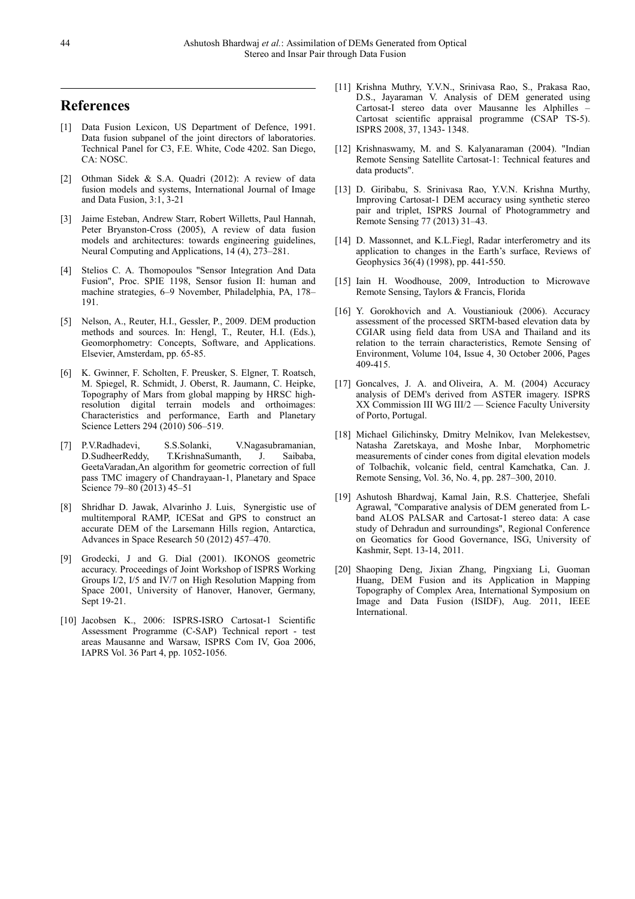## References

[1] Data Fusion Lexicon, US Department of Defence, 1991. Data fusion subpanel of the joint directors of laboratories. Technical Panel for C3, F.E. White, Code 4202. San Diego, CA: NOSC.

[2] Othman Sidek & S.A. Quadri (2012): A review of data fusion models and systems, International Journal of Image and Data Fusion, 3:1, 3-21

[3] Jaime Esteban, Andrew Starr, Robert Willetts, Paul Hannah, Peter Bryanston-Cross (2005), A review of data fusion models and architectures: towards engineering guidelines, Neural Computing and Applications, 14 (4), 273–281.

[4] Stelios C. A. Thomopoulos "Sensor Integration And Data Fusion", Proc. SPIE 1198, Sensor fusion II: human and machine strategies, 6–9 November, Philadelphia, PA, 178–191.

[5] Nelson, A., Reuter, H.I., Gessler, P., 2009. DEM production methods and sources. In: Hengl, T., Reuter, H.I. (Eds.), Geomorphometry: Concepts, Software, and Applications. Elsevier, Amsterdam, pp. 65-85.

[6] K. Gwinner, F. Scholten, F. Preusker, S. Elgner, T. Roatsch, M. Spiegel, R. Schmidt, J. Oberst, R. Jaumann, C. Heipke, Topography of Mars from global mapping by HRSC high-resolution digital terrain models and orthoimages: Characteristics and performance, Earth and Planetary Science Letters 294 (2010) 506–519.

[7] P.V.Radhadevi, S.S.Solanki, V.Nagasubramanian, D.SudheerReddy, T.KrishnaSumanth, J. Saibaba, GeetaVaradan,An algorithm for geometric correction of full pass TMC imagery of Chandrayaan-1, Planetary and Space Science 79–80 (2013) 45–51

[8] Shridhar D. Jawak, Alvarinho J. Luis, Synergistic use of multitemporal RAMP, ICESat and GPS to construct an accurate DEM of the Larsemann Hills region, Antarctica, Advances in Space Research 50 (2012) 457–470.

[9] Grodecki, J and G. Dial (2001). IKONOS geometric accuracy. Proceedings of Joint Workshop of ISPRS Working Groups I/2, I/5 and IV/7 on High Resolution Mapping from Space 2001, University of Hanover, Hanover, Germany, Sept 19-21.

[10] Jacobsen K., 2006: ISPRS-ISRO Cartosat-1 Scientific Assessment Programme (C-SAP) Technical report - test areas Mausanne and Warsaw, ISPRS Com IV, Goa 2006, IAPRS Vol. 36 Part 4, pp. 1052-1056.

[11] Krishna Muthry, Y.V.N., Srinivasa Rao, S., Prakasa Rao, D.S., Jayaraman V. Analysis of DEM generated using Cartosat-I stereo data over Mausanne les Alphilles – Cartosat scientific appraisal programme (CSAP TS-5). ISPRS 2008, 37, 1343- 1348.

[12] Krishnaswamy, M. and S. Kalyanaraman (2004). "Indian Remote Sensing Satellite Cartosat-1: Technical features and data products".

[13] D. Giribabu, S. Srinivasa Rao, Y.V.N. Krishna Murthy, Improving Cartosat-1 DEM accuracy using synthetic stereo pair and triplet, ISPRS Journal of Photogrammetry and Remote Sensing 77 (2013) 31–43.

[14] D. Massonnet, and K.L.Fiegl, Radar interferometry and its application to changes in the Earth's surface, Reviews of Geophysics 36(4) (1998), pp. 441-550.

[15] Iain H. Woodhouse, 2009, Introduction to Microwave Remote Sensing, Taylors & Francis, Florida

[16] Y. Gorokhovich and A. Voustianiouk (2006). Accuracy assessment of the processed SRTM-based elevation data by CGIAR using field data from USA and Thailand and its relation to the terrain characteristics, Remote Sensing of Environment, Volume 104, Issue 4, 30 October 2006, Pages 409-415.

[17] Goncalves, J. A. and Oliveira, A. M. (2004) Accuracy analysis of DEM's derived from ASTER imagery. ISPRS XX Commission III WG III/2 — Science Faculty University of Porto, Portugal.

[18] Michael Gilichinsky, Dmitry Melnikov, Ivan Melekestsev, Natasha Zaretskaya, and Moshe Inbar, Morphometric measurements of cinder cones from digital elevation models of Tolbachik, volcanic field, central Kamchatka, Can. J. Remote Sensing, Vol. 36, No. 4, pp. 287–300, 2010.

[19] Ashutosh Bhardwaj, Kamal Jain, R.S. Chatterjee, Shefali Agrawal, "Comparative analysis of DEM generated from L-band ALOS PALSAR and Cartosat-1 stereo data: A case study of Dehradun and surroundings", Regional Conference on Geomatics for Good Governance, ISG, University of Kashmir, Sept. 13-14, 2011.

[20] Shaoping Deng, Jixian Zhang, Pingxiang Li, Guoman Huang, DEM Fusion and its Application in Mapping Topography of Complex Area, International Symposium on Image and Data Fusion (ISIDF), Aug. 2011, IEEE International.